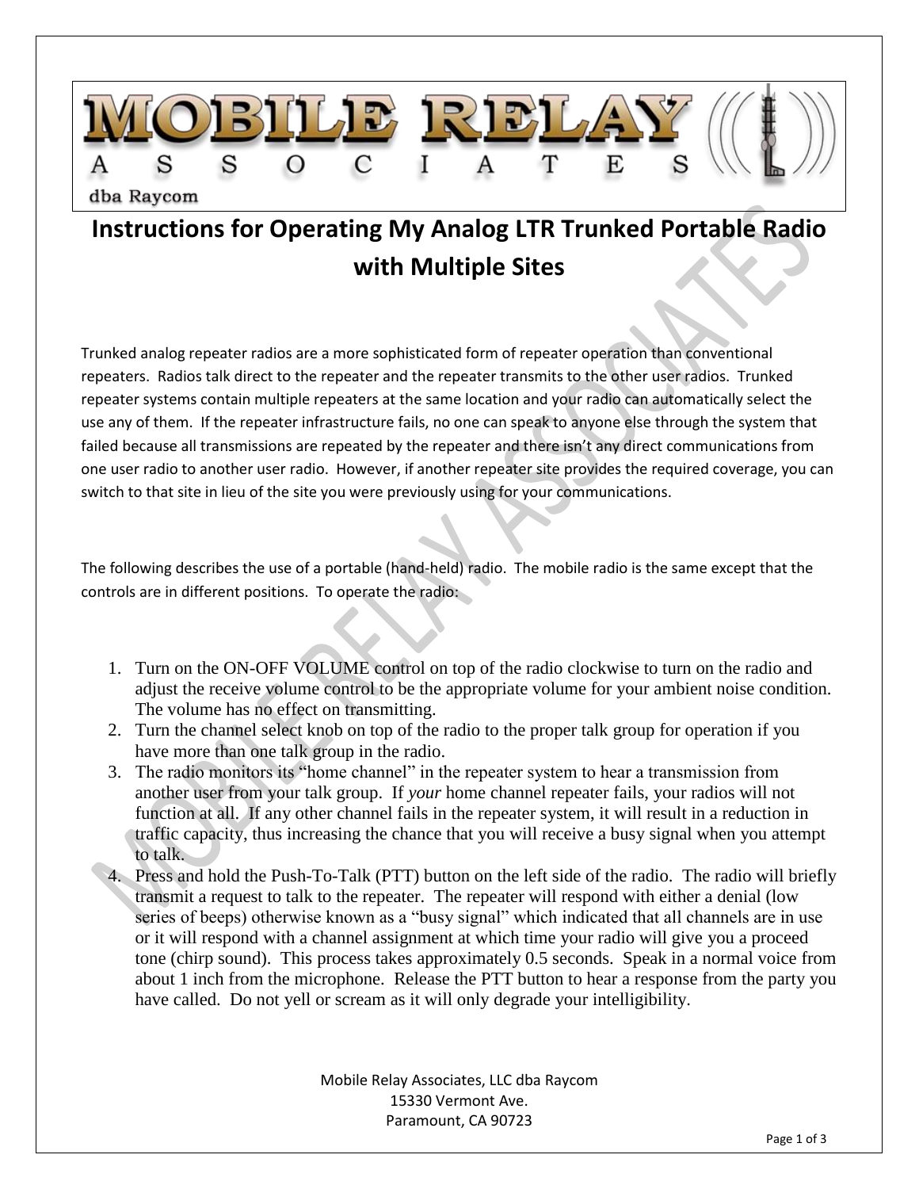MOBILE RELAY ASSOCIATES

dba Raycom

# Instructions for Operating My Analog LTR Trunked Portable Radio with Multiple Sites

Trunked analog repeater radios are a more sophisticated form of repeater operation than conventional repeaters. Radios talk direct to the repeater and the repeater transmits to the other user radios. Trunked repeater systems contain multiple repeaters at the same location and your radio can automatically select the use any of them. If the repeater infrastructure fails, no one can speak to anyone else through the system that failed because all transmissions are repeated by the repeater and there isn't any direct communications from one user radio to another user radio. However, if another repeater site provides the required coverage, you can switch to that site in lieu of the site you were previously using for your communications.

The following describes the use of a portable (hand-held) radio. The mobile radio is the same except that the controls are in different positions. To operate the radio:

1. Turn on the ON-OFF VOLUME control on top of the radio clockwise to turn on the radio and adjust the receive volume control to be the appropriate volume for your ambient noise condition. The volume has no effect on transmitting.
2. Turn the channel select knob on top of the radio to the proper talk group for operation if you have more than one talk group in the radio.
3. The radio monitors its "home channel" in the repeater system to hear a transmission from another user from your talk group. If *your* home channel repeater fails, your radios will not function at all. If any other channel fails in the repeater system, it will result in a reduction in traffic capacity, thus increasing the chance that you will receive a busy signal when you attempt to talk.
4. Press and hold the Push-To-Talk (PTT) button on the left side of the radio. The radio will briefly transmit a request to talk to the repeater. The repeater will respond with either a denial (low series of beeps) otherwise known as a "busy signal" which indicated that all channels are in use or it will respond with a channel assignment at which time your radio will give you a proceed tone (chirp sound). This process takes approximately 0.5 seconds. Speak in a normal voice from about 1 inch from the microphone. Release the PTT button to hear a response from the party you have called. Do not yell or scream as it will only degrade your intelligibility.

Mobile Relay Associates, LLC dba Raycom
15330 Vermont Ave.
Paramount, CA 90723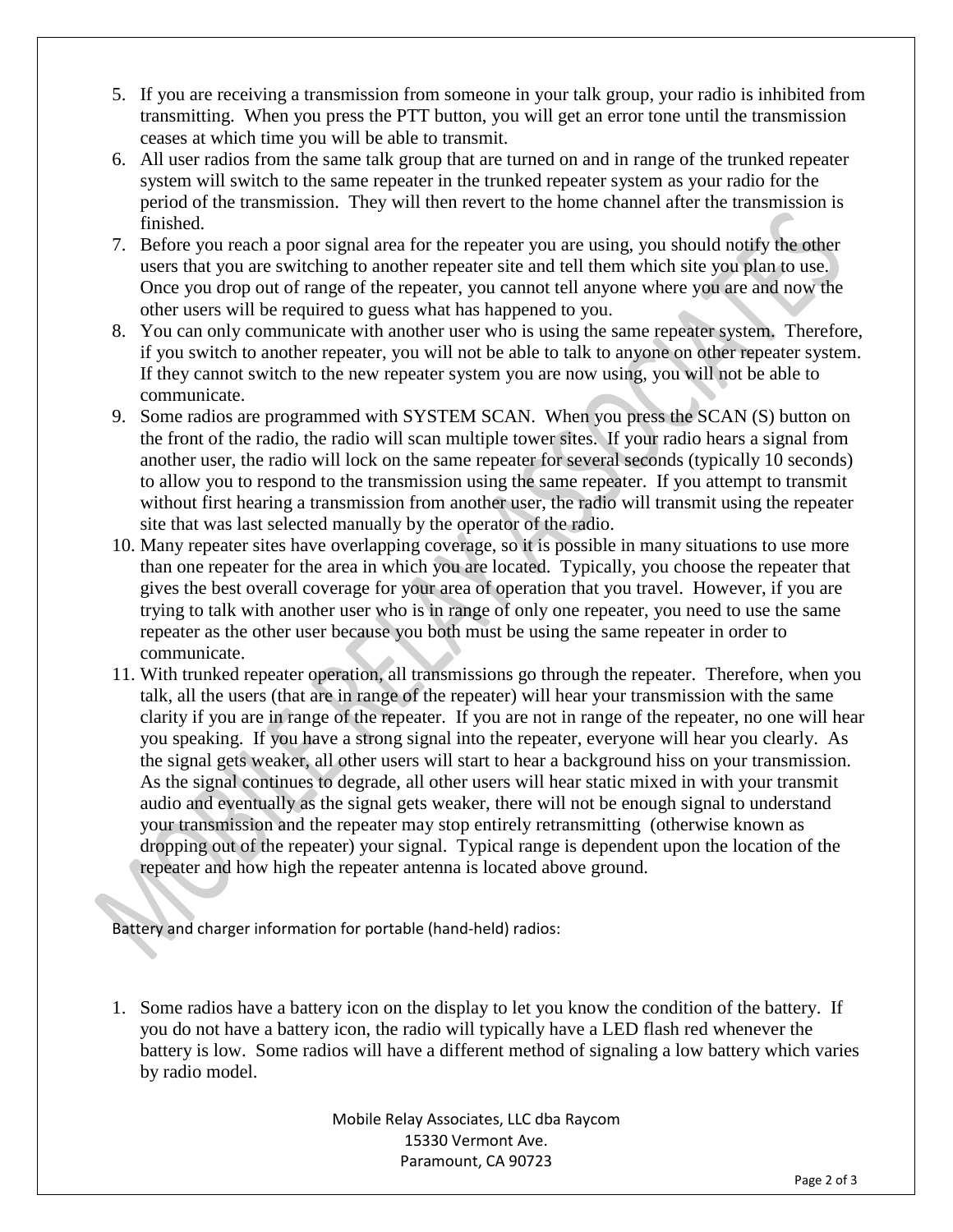5. If you are receiving a transmission from someone in your talk group, your radio is inhibited from transmitting. When you press the PTT button, you will get an error tone until the transmission ceases at which time you will be able to transmit.
6. All user radios from the same talk group that are turned on and in range of the trunked repeater system will switch to the same repeater in the trunked repeater system as your radio for the period of the transmission. They will then revert to the home channel after the transmission is finished.
7. Before you reach a poor signal area for the repeater you are using, you should notify the other users that you are switching to another repeater site and tell them which site you plan to use. Once you drop out of range of the repeater, you cannot tell anyone where you are and now the other users will be required to guess what has happened to you.
8. You can only communicate with another user who is using the same repeater system. Therefore, if you switch to another repeater, you will not be able to talk to anyone on other repeater system. If they cannot switch to the new repeater system you are now using, you will not be able to communicate.
9. Some radios are programmed with SYSTEM SCAN. When you press the SCAN (S) button on the front of the radio, the radio will scan multiple tower sites. If your radio hears a signal from another user, the radio will lock on the same repeater for several seconds (typically 10 seconds) to allow you to respond to the transmission using the same repeater. If you attempt to transmit without first hearing a transmission from another user, the radio will transmit using the repeater site that was last selected manually by the operator of the radio.
10. Many repeater sites have overlapping coverage, so it is possible in many situations to use more than one repeater for the area in which you are located. Typically, you choose the repeater that gives the best overall coverage for your area of operation that you travel. However, if you are trying to talk with another user who is in range of only one repeater, you need to use the same repeater as the other user because you both must be using the same repeater in order to communicate.
11. With trunked repeater operation, all transmissions go through the repeater. Therefore, when you talk, all the users (that are in range of the repeater) will hear your transmission with the same clarity if you are in range of the repeater. If you are not in range of the repeater, no one will hear you speaking. If you have a strong signal into the repeater, everyone will hear you clearly. As the signal gets weaker, all other users will start to hear a background hiss on your transmission. As the signal continues to degrade, all other users will hear static mixed in with your transmit audio and eventually as the signal gets weaker, there will not be enough signal to understand your transmission and the repeater may stop entirely retransmitting (otherwise known as dropping out of the repeater) your signal. Typical range is dependent upon the location of the repeater and how high the repeater antenna is located above ground.

Battery and charger information for portable (hand-held) radios:

1. Some radios have a battery icon on the display to let you know the condition of the battery. If you do not have a battery icon, the radio will typically have a LED flash red whenever the battery is low. Some radios will have a different method of signaling a low battery which varies by radio model.

Mobile Relay Associates, LLC dba Raycom
15330 Vermont Ave.
Paramount, CA 90723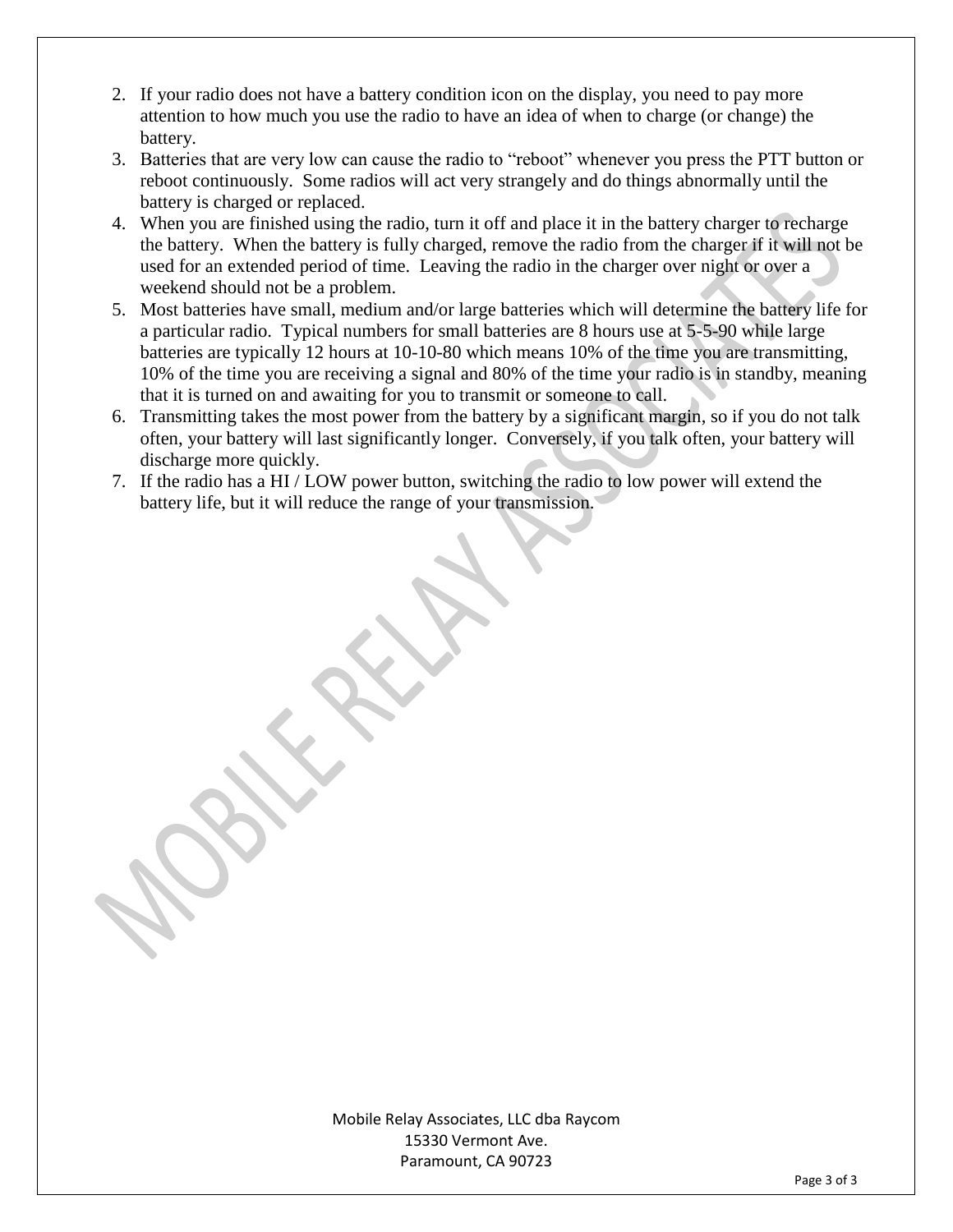2. If your radio does not have a battery condition icon on the display, you need to pay more attention to how much you use the radio to have an idea of when to charge (or change) the battery.
3. Batteries that are very low can cause the radio to "reboot" whenever you press the PTT button or reboot continuously. Some radios will act very strangely and do things abnormally until the battery is charged or replaced.
4. When you are finished using the radio, turn it off and place it in the battery charger to recharge the battery. When the battery is fully charged, remove the radio from the charger if it will not be used for an extended period of time. Leaving the radio in the charger over night or over a weekend should not be a problem.
5. Most batteries have small, medium and/or large batteries which will determine the battery life for a particular radio. Typical numbers for small batteries are 8 hours use at 5-5-90 while large batteries are typically 12 hours at 10-10-80 which means 10% of the time you are transmitting, 10% of the time you are receiving a signal and 80% of the time your radio is in standby, meaning that it is turned on and awaiting for you to transmit or someone to call.
6. Transmitting takes the most power from the battery by a significant margin, so if you do not talk often, your battery will last significantly longer. Conversely, if you talk often, your battery will discharge more quickly.
7. If the radio has a HI / LOW power button, switching the radio to low power will extend the battery life, but it will reduce the range of your transmission.

Mobile Relay Associates, LLC dba Raycom
15330 Vermont Ave.
Paramount, CA 90723